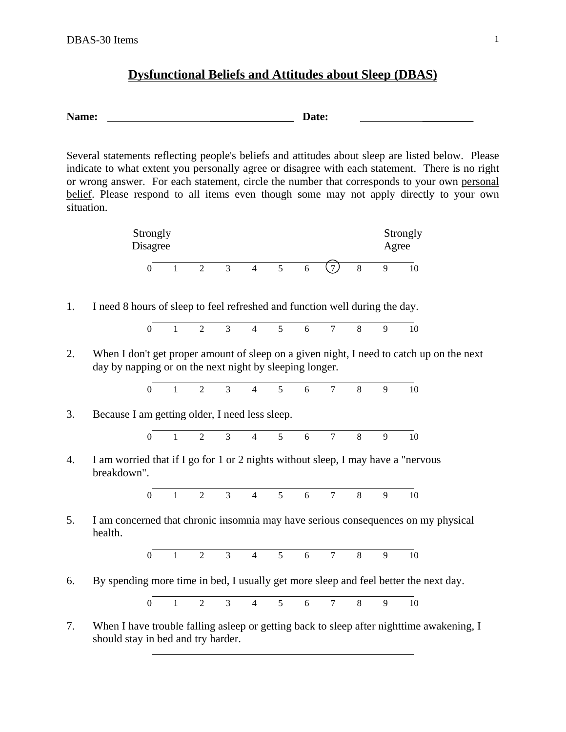# Dysfunctional Beliefs and Attitudes about Sleep (DBAS)

**Name:** ___________________________________ **Date:** ____________________

Several statements reflecting people's beliefs and attitudes about sleep are listed below. Please indicate to what extent you personally agree or disagree with each statement. There is no right or wrong answer. For each statement, circle the number that corresponds to your own personal belief. Please respond to all items even though some may not apply directly to your own situation.

Strongly Disagree — Strongly Agree

0 1 2 3 4 5 6 (7) 8 9 10

1. I need 8 hours of sleep to feel refreshed and function well during the day.

   0 1 2 3 4 5 6 7 8 9 10

2. When I don't get proper amount of sleep on a given night, I need to catch up on the next day by napping or on the next night by sleeping longer.

   0 1 2 3 4 5 6 7 8 9 10

3. Because I am getting older, I need less sleep.

   0 1 2 3 4 5 6 7 8 9 10

4. I am worried that if I go for 1 or 2 nights without sleep, I may have a "nervous breakdown".

   0 1 2 3 4 5 6 7 8 9 10

5. I am concerned that chronic insomnia may have serious consequences on my physical health.

   0 1 2 3 4 5 6 7 8 9 10

6. By spending more time in bed, I usually get more sleep and feel better the next day.

   0 1 2 3 4 5 6 7 8 9 10

7. When I have trouble falling asleep or getting back to sleep after nighttime awakening, I should stay in bed and try harder.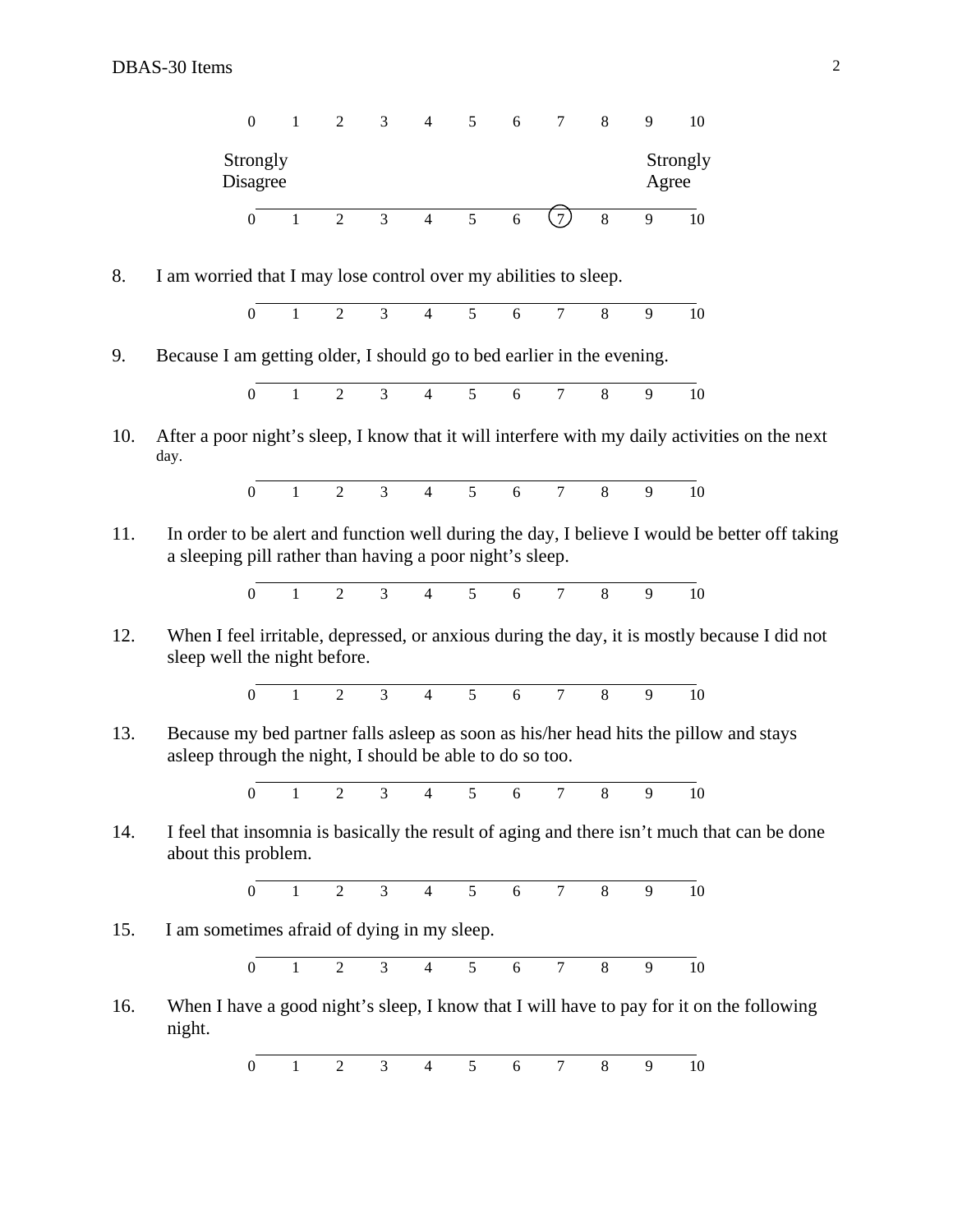0 1 2 3 4 5 6 7 8 9 10

Strongly Disagree  Strongly Agree

0 1 2 3 4 5 6 (7) 8 9 10

8. I am worried that I may lose control over my abilities to sleep.

0 1 2 3 4 5 6 7 8 9 10

9. Because I am getting older, I should go to bed earlier in the evening.

0 1 2 3 4 5 6 7 8 9 10

10. After a poor night's sleep, I know that it will interfere with my daily activities on the next day.

0 1 2 3 4 5 6 7 8 9 10

11. In order to be alert and function well during the day, I believe I would be better off taking a sleeping pill rather than having a poor night's sleep.

0 1 2 3 4 5 6 7 8 9 10

12. When I feel irritable, depressed, or anxious during the day, it is mostly because I did not sleep well the night before.

0 1 2 3 4 5 6 7 8 9 10

13. Because my bed partner falls asleep as soon as his/her head hits the pillow and stays asleep through the night, I should be able to do so too.

0 1 2 3 4 5 6 7 8 9 10

14. I feel that insomnia is basically the result of aging and there isn't much that can be done about this problem.

0 1 2 3 4 5 6 7 8 9 10

15. I am sometimes afraid of dying in my sleep.

0 1 2 3 4 5 6 7 8 9 10

16. When I have a good night's sleep, I know that I will have to pay for it on the following night.

0 1 2 3 4 5 6 7 8 9 10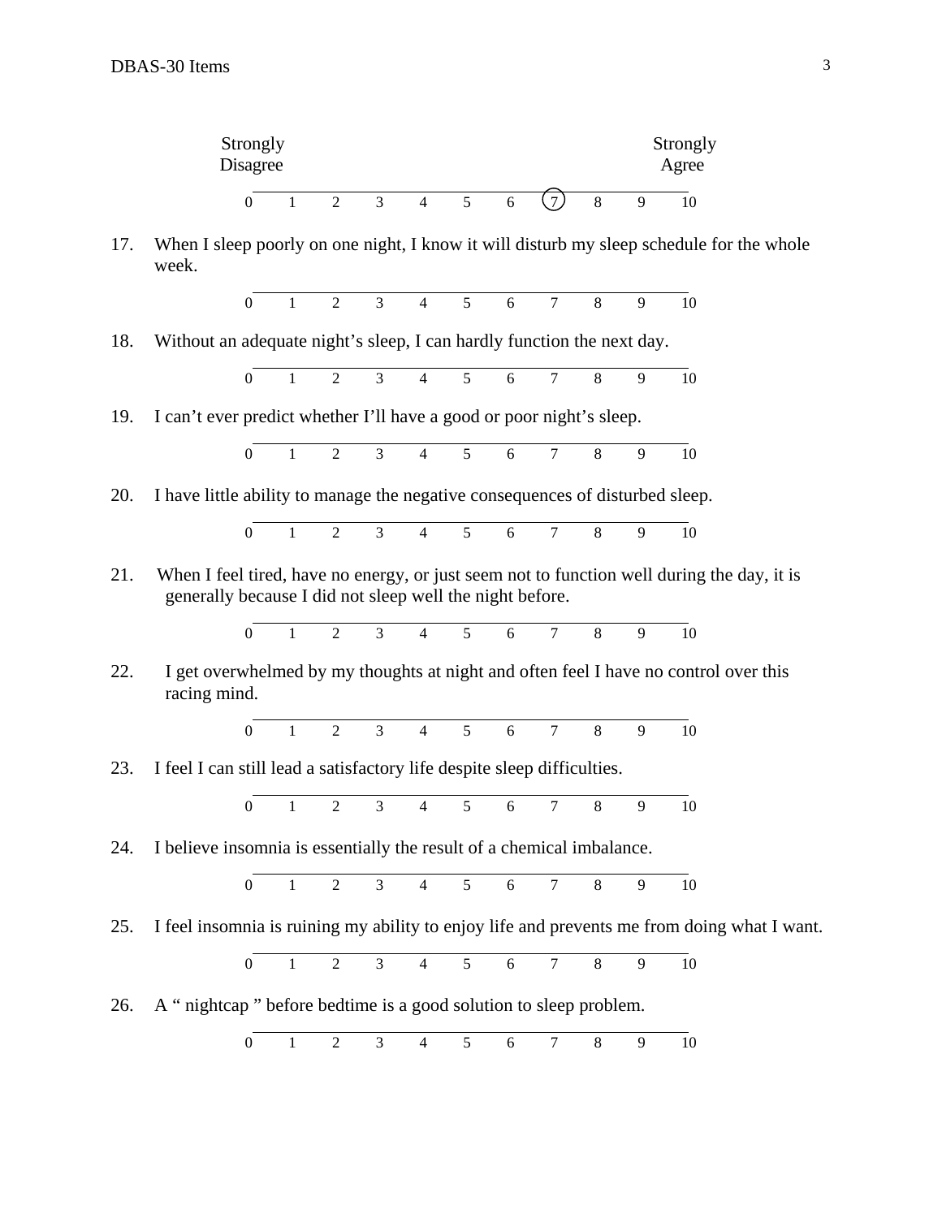| Strongly Disagree | | | | | | | | | | Strongly Agree |
|---|---|---|---|---|---|---|---|---|---|---|
| 0 | 1 | 2 | 3 | 4 | 5 | 6 | (7) | 8 | 9 | 10 |

17. When I sleep poorly on one night, I know it will disturb my sleep schedule for the whole week.

0 1 2 3 4 5 6 7 8 9 10

18. Without an adequate night's sleep, I can hardly function the next day.

0 1 2 3 4 5 6 7 8 9 10

19. I can't ever predict whether I'll have a good or poor night's sleep.

0 1 2 3 4 5 6 7 8 9 10

20. I have little ability to manage the negative consequences of disturbed sleep.

0 1 2 3 4 5 6 7 8 9 10

21. When I feel tired, have no energy, or just seem not to function well during the day, it is generally because I did not sleep well the night before.

0 1 2 3 4 5 6 7 8 9 10

22. I get overwhelmed by my thoughts at night and often feel I have no control over this racing mind.

0 1 2 3 4 5 6 7 8 9 10

23. I feel I can still lead a satisfactory life despite sleep difficulties.

0 1 2 3 4 5 6 7 8 9 10

24. I believe insomnia is essentially the result of a chemical imbalance.

0 1 2 3 4 5 6 7 8 9 10

25. I feel insomnia is ruining my ability to enjoy life and prevents me from doing what I want.

0 1 2 3 4 5 6 7 8 9 10

26. A " nightcap " before bedtime is a good solution to sleep problem.

0 1 2 3 4 5 6 7 8 9 10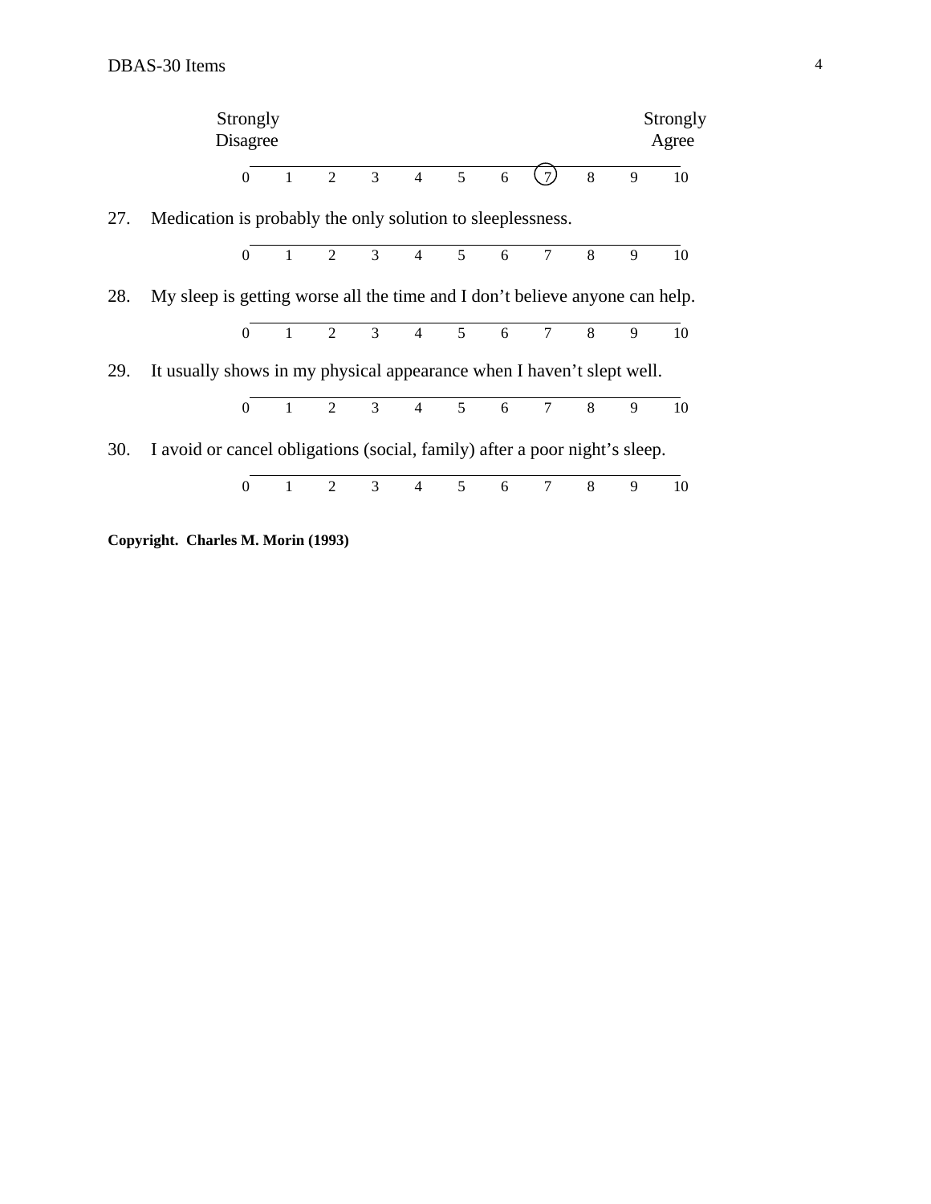| Strongly Disagree | | | | | | | | | | Strongly Agree |
|---|---|---|---|---|---|---|---|---|---|---|
| 0 | 1 | 2 | 3 | 4 | 5 | 6 | (7) | 8 | 9 | 10 |

27. Medication is probably the only solution to sleeplessness.

| | | | | | | | | | | |
|---|---|---|---|---|---|---|---|---|---|---|
| 0 | 1 | 2 | 3 | 4 | 5 | 6 | 7 | 8 | 9 | 10 |

28. My sleep is getting worse all the time and I don't believe anyone can help.

| | | | | | | | | | | |
|---|---|---|---|---|---|---|---|---|---|---|
| 0 | 1 | 2 | 3 | 4 | 5 | 6 | 7 | 8 | 9 | 10 |

29. It usually shows in my physical appearance when I haven't slept well.

| | | | | | | | | | | |
|---|---|---|---|---|---|---|---|---|---|---|
| 0 | 1 | 2 | 3 | 4 | 5 | 6 | 7 | 8 | 9 | 10 |

30. I avoid or cancel obligations (social, family) after a poor night's sleep.

| | | | | | | | | | | |
|---|---|---|---|---|---|---|---|---|---|---|
| 0 | 1 | 2 | 3 | 4 | 5 | 6 | 7 | 8 | 9 | 10 |

**Copyright. Charles M. Morin (1993)**